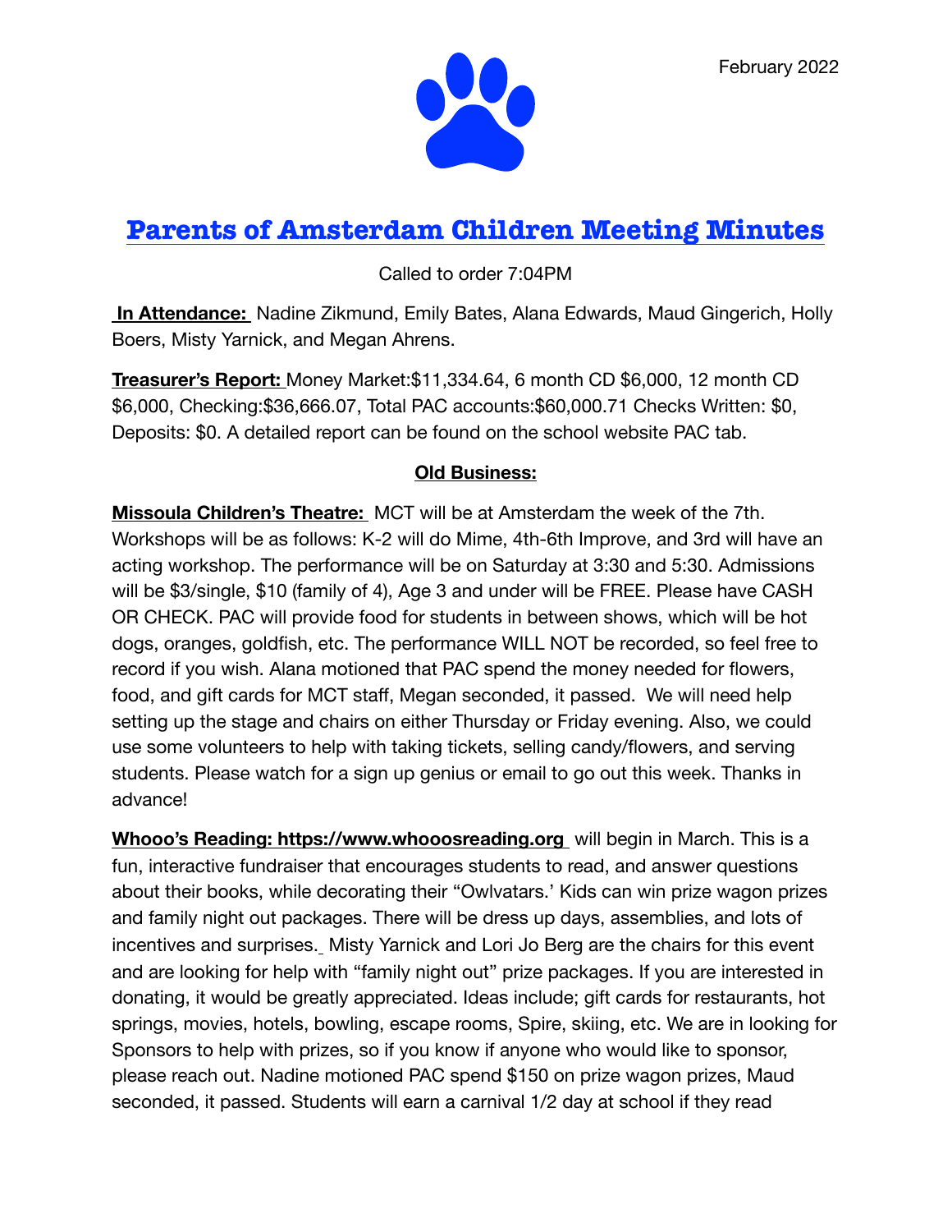February 2022

# Parents of Amsterdam Children Meeting Minutes

Called to order 7:04PM

**In Attendance:** Nadine Zikmund, Emily Bates, Alana Edwards, Maud Gingerich, Holly Boers, Misty Yarnick, and Megan Ahrens.

**Treasurer's Report:** Money Market:$11,334.64, 6 month CD $6,000, 12 month CD $6,000, Checking:$36,666.07, Total PAC accounts:$60,000.71 Checks Written: $0, Deposits: $0. A detailed report can be found on the school website PAC tab.

**Old Business:**

**Missoula Children's Theatre:** MCT will be at Amsterdam the week of the 7th. Workshops will be as follows: K-2 will do Mime, 4th-6th Improve, and 3rd will have an acting workshop. The performance will be on Saturday at 3:30 and 5:30. Admissions will be $3/single, $10 (family of 4), Age 3 and under will be FREE. Please have CASH OR CHECK. PAC will provide food for students in between shows, which will be hot dogs, oranges, goldfish, etc. The performance WILL NOT be recorded, so feel free to record if you wish. Alana motioned that PAC spend the money needed for flowers, food, and gift cards for MCT staff, Megan seconded, it passed. We will need help setting up the stage and chairs on either Thursday or Friday evening. Also, we could use some volunteers to help with taking tickets, selling candy/flowers, and serving students. Please watch for a sign up genius or email to go out this week. Thanks in advance!

**Whooo's Reading: https://www.whooosreading.org** will begin in March. This is a fun, interactive fundraiser that encourages students to read, and answer questions about their books, while decorating their "Owlvatars.' Kids can win prize wagon prizes and family night out packages. There will be dress up days, assemblies, and lots of incentives and surprises. Misty Yarnick and Lori Jo Berg are the chairs for this event and are looking for help with "family night out" prize packages. If you are interested in donating, it would be greatly appreciated. Ideas include; gift cards for restaurants, hot springs, movies, hotels, bowling, escape rooms, Spire, skiing, etc. We are in looking for Sponsors to help with prizes, so if you know if anyone who would like to sponsor, please reach out. Nadine motioned PAC spend $150 on prize wagon prizes, Maud seconded, it passed. Students will earn a carnival 1/2 day at school if they read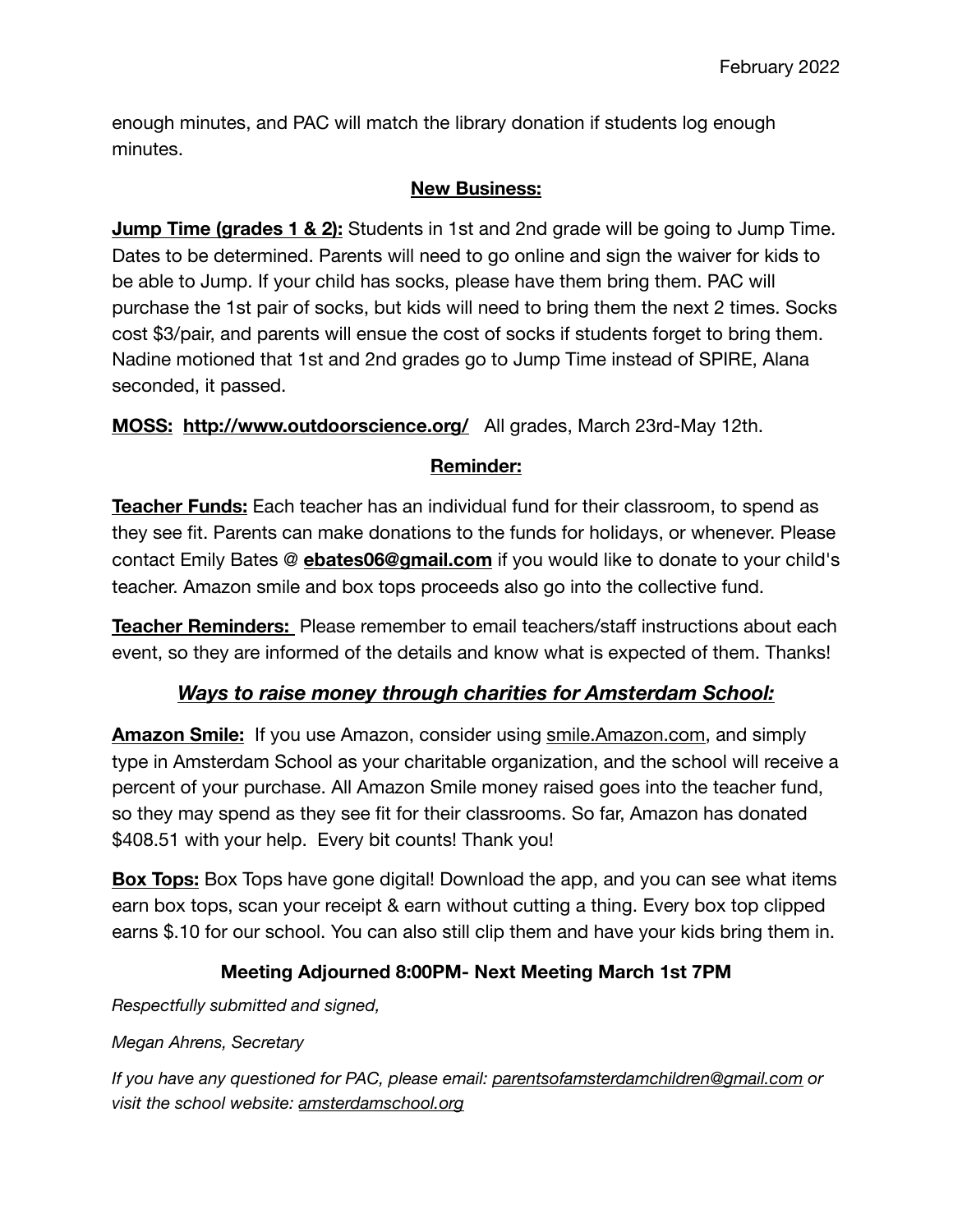enough minutes, and PAC will match the library donation if students log enough minutes.

**New Business:**

**Jump Time (grades 1 & 2):** Students in 1st and 2nd grade will be going to Jump Time. Dates to be determined. Parents will need to go online and sign the waiver for kids to be able to Jump. If your child has socks, please have them bring them. PAC will purchase the 1st pair of socks, but kids will need to bring them the next 2 times. Socks cost $3/pair, and parents will ensue the cost of socks if students forget to bring them. Nadine motioned that 1st and 2nd grades go to Jump Time instead of SPIRE, Alana seconded, it passed.

**MOSS:** **http://www.outdoorscience.org/** All grades, March 23rd-May 12th.

**Reminder:**

**Teacher Funds:** Each teacher has an individual fund for their classroom, to spend as they see fit. Parents can make donations to the funds for holidays, or whenever. Please contact Emily Bates @ **ebates06@gmail.com** if you would like to donate to your child's teacher. Amazon smile and box tops proceeds also go into the collective fund.

**Teacher Reminders:** Please remember to email teachers/staff instructions about each event, so they are informed of the details and know what is expected of them. Thanks!

## ***Ways to raise money through charities for Amsterdam School:***

**Amazon Smile:** If you use Amazon, consider using smile.Amazon.com, and simply type in Amsterdam School as your charitable organization, and the school will receive a percent of your purchase. All Amazon Smile money raised goes into the teacher fund, so they may spend as they see fit for their classrooms. So far, Amazon has donated $408.51 with your help. Every bit counts! Thank you!

**Box Tops:** Box Tops have gone digital! Download the app, and you can see what items earn box tops, scan your receipt & earn without cutting a thing. Every box top clipped earns $.10 for our school. You can also still clip them and have your kids bring them in.

**Meeting Adjourned 8:00PM- Next Meeting March 1st 7PM**

*Respectfully submitted and signed,*

*Megan Ahrens, Secretary*

*If you have any questioned for PAC, please email: parentsofamsterdamchildren@gmail.com or visit the school website: amsterdamschool.org*